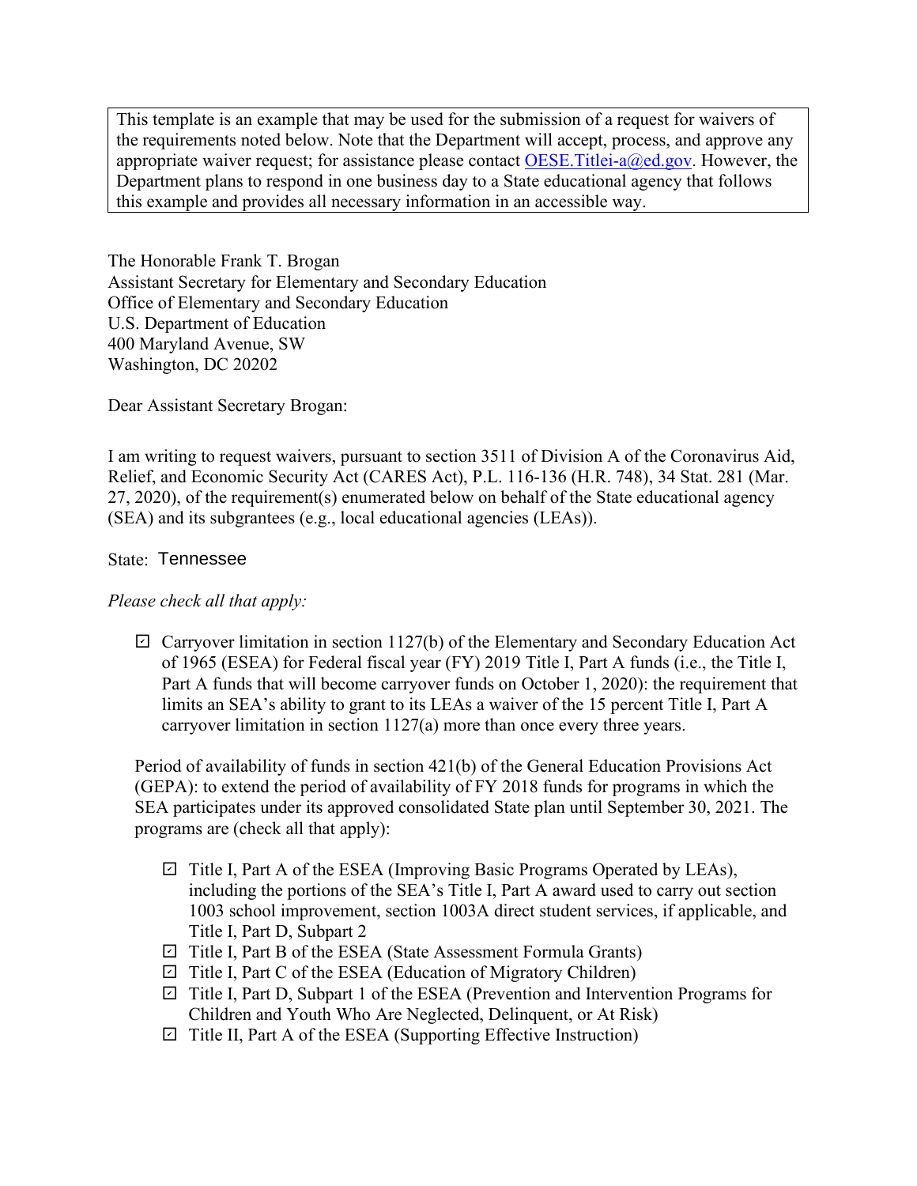> This template is an example that may be used for the submission of a request for waivers of the requirements noted below. Note that the Department will accept, process, and approve any appropriate waiver request; for assistance please contact [OESE.Titlei-a@ed.gov](mailto:OESE.Titlei-a@ed.gov). However, the Department plans to respond in one business day to a State educational agency that follows this example and provides all necessary information in an accessible way.

The Honorable Frank T. Brogan
Assistant Secretary for Elementary and Secondary Education
Office of Elementary and Secondary Education
U.S. Department of Education
400 Maryland Avenue, SW
Washington, DC 20202

Dear Assistant Secretary Brogan:

I am writing to request waivers, pursuant to section 3511 of Division A of the Coronavirus Aid, Relief, and Economic Security Act (CARES Act), P.L. 116-136 (H.R. 748), 34 Stat. 281 (Mar. 27, 2020), of the requirement(s) enumerated below on behalf of the State educational agency (SEA) and its subgrantees (e.g., local educational agencies (LEAs)).

State: Tennessee

*Please check all that apply:*

- [x] Carryover limitation in section 1127(b) of the Elementary and Secondary Education Act of 1965 (ESEA) for Federal fiscal year (FY) 2019 Title I, Part A funds (i.e., the Title I, Part A funds that will become carryover funds on October 1, 2020): the requirement that limits an SEA's ability to grant to its LEAs a waiver of the 15 percent Title I, Part A carryover limitation in section 1127(a) more than once every three years.

Period of availability of funds in section 421(b) of the General Education Provisions Act (GEPA): to extend the period of availability of FY 2018 funds for programs in which the SEA participates under its approved consolidated State plan until September 30, 2021. The programs are (check all that apply):

- [x] Title I, Part A of the ESEA (Improving Basic Programs Operated by LEAs), including the portions of the SEA's Title I, Part A award used to carry out section 1003 school improvement, section 1003A direct student services, if applicable, and Title I, Part D, Subpart 2
- [x] Title I, Part B of the ESEA (State Assessment Formula Grants)
- [x] Title I, Part C of the ESEA (Education of Migratory Children)
- [x] Title I, Part D, Subpart 1 of the ESEA (Prevention and Intervention Programs for Children and Youth Who Are Neglected, Delinquent, or At Risk)
- [x] Title II, Part A of the ESEA (Supporting Effective Instruction)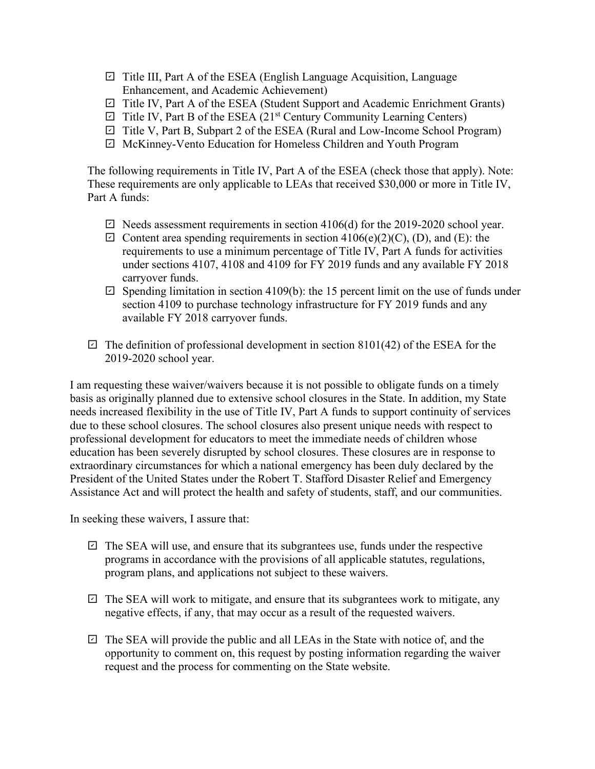- ☑ Title III, Part A of the ESEA (English Language Acquisition, Language Enhancement, and Academic Achievement)
- ☑ Title IV, Part A of the ESEA (Student Support and Academic Enrichment Grants)
- ☑ Title IV, Part B of the ESEA (21st Century Community Learning Centers)
- ☑ Title V, Part B, Subpart 2 of the ESEA (Rural and Low-Income School Program)
- ☑ McKinney-Vento Education for Homeless Children and Youth Program

The following requirements in Title IV, Part A of the ESEA (check those that apply). Note: These requirements are only applicable to LEAs that received $30,000 or more in Title IV, Part A funds:

- ☑ Needs assessment requirements in section 4106(d) for the 2019-2020 school year.
- ☑ Content area spending requirements in section 4106(e)(2)(C), (D), and (E): the requirements to use a minimum percentage of Title IV, Part A funds for activities under sections 4107, 4108 and 4109 for FY 2019 funds and any available FY 2018 carryover funds.
- ☑ Spending limitation in section 4109(b): the 15 percent limit on the use of funds under section 4109 to purchase technology infrastructure for FY 2019 funds and any available FY 2018 carryover funds.

☑ The definition of professional development in section 8101(42) of the ESEA for the 2019-2020 school year.

I am requesting these waiver/waivers because it is not possible to obligate funds on a timely basis as originally planned due to extensive school closures in the State. In addition, my State needs increased flexibility in the use of Title IV, Part A funds to support continuity of services due to these school closures. The school closures also present unique needs with respect to professional development for educators to meet the immediate needs of children whose education has been severely disrupted by school closures. These closures are in response to extraordinary circumstances for which a national emergency has been duly declared by the President of the United States under the Robert T. Stafford Disaster Relief and Emergency Assistance Act and will protect the health and safety of students, staff, and our communities.

In seeking these waivers, I assure that:

- ☑ The SEA will use, and ensure that its subgrantees use, funds under the respective programs in accordance with the provisions of all applicable statutes, regulations, program plans, and applications not subject to these waivers.

- ☑ The SEA will work to mitigate, and ensure that its subgrantees work to mitigate, any negative effects, if any, that may occur as a result of the requested waivers.

- ☑ The SEA will provide the public and all LEAs in the State with notice of, and the opportunity to comment on, this request by posting information regarding the waiver request and the process for commenting on the State website.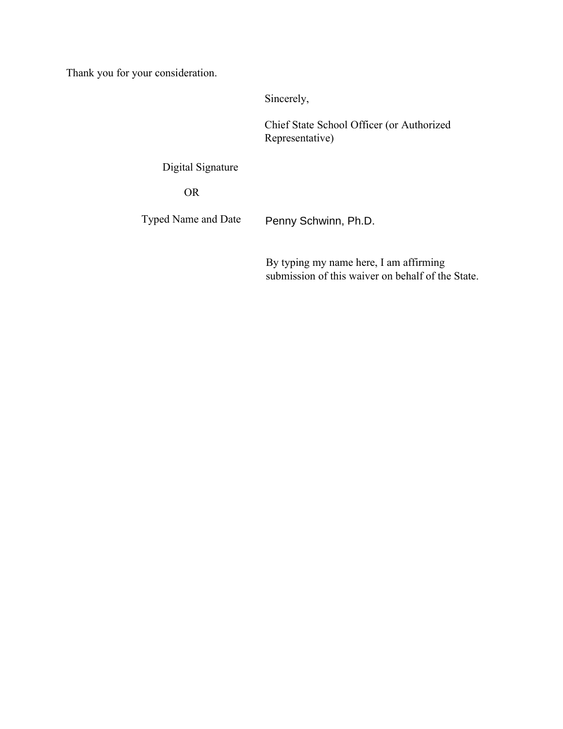Thank you for your consideration.

Sincerely,

Chief State School Officer (or Authorized Representative)

| | |
|---|---|
| Digital Signature | |
| OR | |
| Typed Name and Date | Penny Schwinn, Ph.D. |

By typing my name here, I am affirming submission of this waiver on behalf of the State.